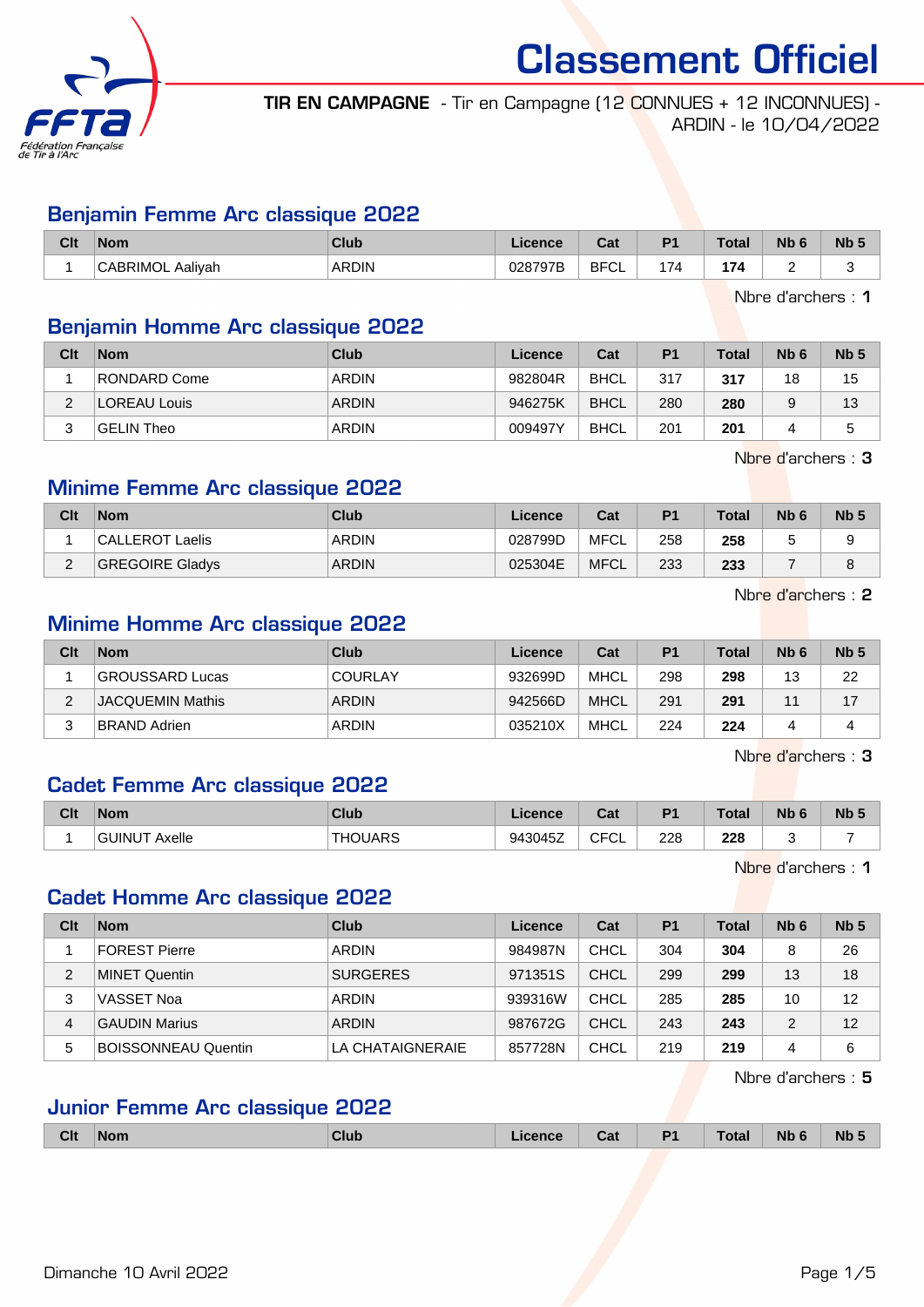# Classement Officiel

**TIR EN CAMPAGNE** - Tir en Campagne (12 CONNUES + 12 INCONNUES) - ARDIN - le 10/04/2022

## Benjamin Femme Arc classique 2022

| Clt | Nom | Club | Licence | Cat | P1 | Total | Nb 6 | Nb 5 |
|---|---|---|---|---|---|---|---|---|
| 1 | CABRIMOL Aaliyah | ARDIN | 028797B | BFCL | 174 | **174** | 2 | 3 |

Nbre d'archers : **1**

## Benjamin Homme Arc classique 2022

| Clt | Nom | Club | Licence | Cat | P1 | Total | Nb 6 | Nb 5 |
|---|---|---|---|---|---|---|---|---|
| 1 | RONDARD Come | ARDIN | 982804R | BHCL | 317 | **317** | 18 | 15 |
| 2 | LOREAU Louis | ARDIN | 946275K | BHCL | 280 | **280** | 9 | 13 |
| 3 | GELIN Theo | ARDIN | 009497Y | BHCL | 201 | **201** | 4 | 5 |

Nbre d'archers : **3**

## Minime Femme Arc classique 2022

| Clt | Nom | Club | Licence | Cat | P1 | Total | Nb 6 | Nb 5 |
|---|---|---|---|---|---|---|---|---|
| 1 | CALLEROT Laelis | ARDIN | 028799D | MFCL | 258 | **258** | 5 | 9 |
| 2 | GREGOIRE Gladys | ARDIN | 025304E | MFCL | 233 | **233** | 7 | 8 |

Nbre d'archers : **2**

## Minime Homme Arc classique 2022

| Clt | Nom | Club | Licence | Cat | P1 | Total | Nb 6 | Nb 5 |
|---|---|---|---|---|---|---|---|---|
| 1 | GROUSSARD Lucas | COURLAY | 932699D | MHCL | 298 | **298** | 13 | 22 |
| 2 | JACQUEMIN Mathis | ARDIN | 942566D | MHCL | 291 | **291** | 11 | 17 |
| 3 | BRAND Adrien | ARDIN | 035210X | MHCL | 224 | **224** | 4 | 4 |

Nbre d'archers : **3**

## Cadet Femme Arc classique 2022

| Clt | Nom | Club | Licence | Cat | P1 | Total | Nb 6 | Nb 5 |
|---|---|---|---|---|---|---|---|---|
| 1 | GUINUT Axelle | THOUARS | 943045Z | CFCL | 228 | **228** | 3 | 7 |

Nbre d'archers : **1**

## Cadet Homme Arc classique 2022

| Clt | Nom | Club | Licence | Cat | P1 | Total | Nb 6 | Nb 5 |
|---|---|---|---|---|---|---|---|---|
| 1 | FOREST Pierre | ARDIN | 984987N | CHCL | 304 | **304** | 8 | 26 |
| 2 | MINET Quentin | SURGERES | 971351S | CHCL | 299 | **299** | 13 | 18 |
| 3 | VASSET Noa | ARDIN | 939316W | CHCL | 285 | **285** | 10 | 12 |
| 4 | GAUDIN Marius | ARDIN | 987672G | CHCL | 243 | **243** | 2 | 12 |
| 5 | BOISSONNEAU Quentin | LA CHATAIGNERAIE | 857728N | CHCL | 219 | **219** | 4 | 6 |

Nbre d'archers : **5**

## Junior Femme Arc classique 2022

| Clt | Nom | Club | Licence | Cat | P1 | Total | Nb 6 | Nb 5 |
|---|---|---|---|---|---|---|---|---|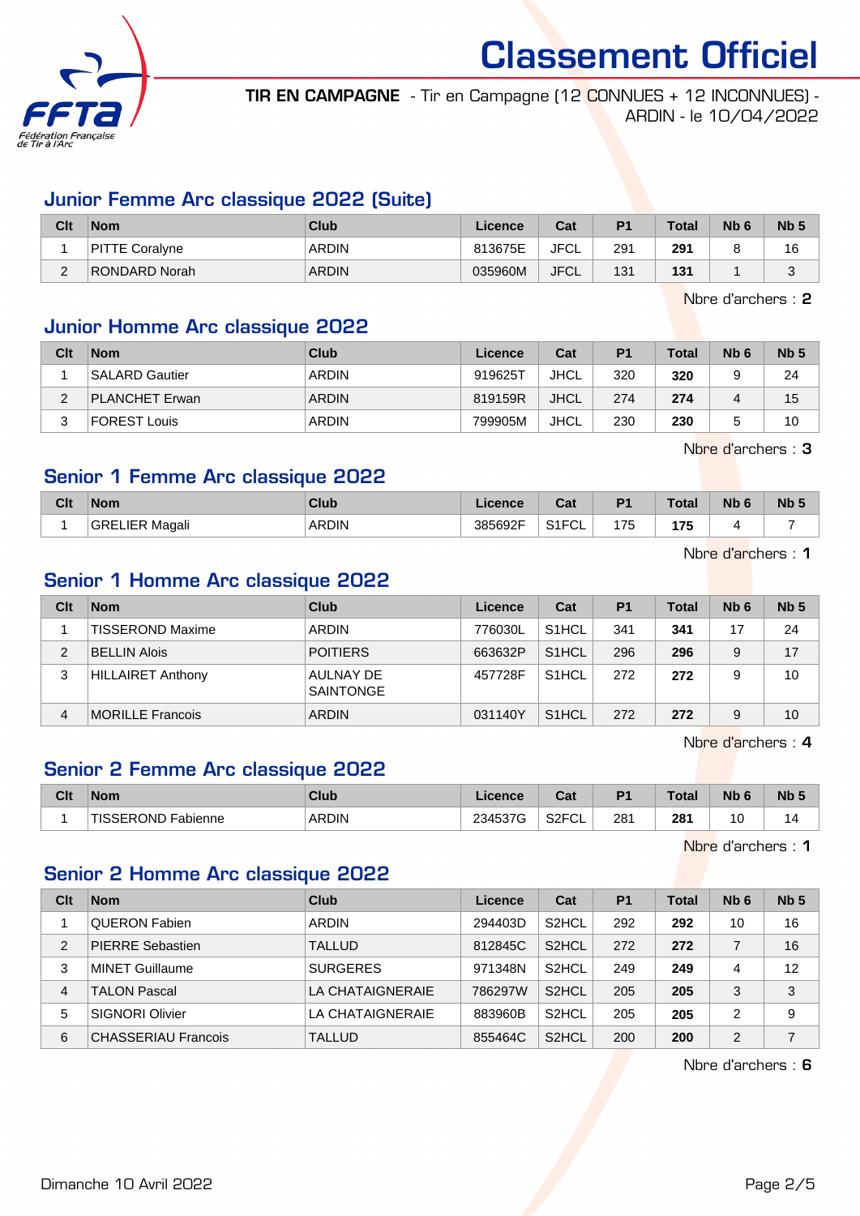# Classement Officiel

**TIR EN CAMPAGNE** - Tir en Campagne (12 CONNUES + 12 INCONNUES) - ARDIN - le 10/04/2022

## Junior Femme Arc classique 2022 (Suite)

| Clt | Nom | Club | Licence | Cat | P1 | Total | Nb 6 | Nb 5 |
|---|---|---|---|---|---|---|---|---|
| 1 | PITTE Coralyne | ARDIN | 813675E | JFCL | 291 | **291** | 8 | 16 |
| 2 | RONDARD Norah | ARDIN | 035960M | JFCL | 131 | **131** | 1 | 3 |

Nbre d'archers : **2**

## Junior Homme Arc classique 2022

| Clt | Nom | Club | Licence | Cat | P1 | Total | Nb 6 | Nb 5 |
|---|---|---|---|---|---|---|---|---|
| 1 | SALARD Gautier | ARDIN | 919625T | JHCL | 320 | **320** | 9 | 24 |
| 2 | PLANCHET Erwan | ARDIN | 819159R | JHCL | 274 | **274** | 4 | 15 |
| 3 | FOREST Louis | ARDIN | 799905M | JHCL | 230 | **230** | 5 | 10 |

Nbre d'archers : **3**

## Senior 1 Femme Arc classique 2022

| Clt | Nom | Club | Licence | Cat | P1 | Total | Nb 6 | Nb 5 |
|---|---|---|---|---|---|---|---|---|
| 1 | GRELIER Magali | ARDIN | 385692F | S1FCL | 175 | **175** | 4 | 7 |

Nbre d'archers : **1**

## Senior 1 Homme Arc classique 2022

| Clt | Nom | Club | Licence | Cat | P1 | Total | Nb 6 | Nb 5 |
|---|---|---|---|---|---|---|---|---|
| 1 | TISSEROND Maxime | ARDIN | 776030L | S1HCL | 341 | **341** | 17 | 24 |
| 2 | BELLIN Alois | POITIERS | 663632P | S1HCL | 296 | **296** | 9 | 17 |
| 3 | HILLAIRET Anthony | AULNAY DE SAINTONGE | 457728F | S1HCL | 272 | **272** | 9 | 10 |
| 4 | MORILLE Francois | ARDIN | 031140Y | S1HCL | 272 | **272** | 9 | 10 |

Nbre d'archers : **4**

## Senior 2 Femme Arc classique 2022

| Clt | Nom | Club | Licence | Cat | P1 | Total | Nb 6 | Nb 5 |
|---|---|---|---|---|---|---|---|---|
| 1 | TISSEROND Fabienne | ARDIN | 234537G | S2FCL | 281 | **281** | 10 | 14 |

Nbre d'archers : **1**

## Senior 2 Homme Arc classique 2022

| Clt | Nom | Club | Licence | Cat | P1 | Total | Nb 6 | Nb 5 |
|---|---|---|---|---|---|---|---|---|
| 1 | QUERON Fabien | ARDIN | 294403D | S2HCL | 292 | **292** | 10 | 16 |
| 2 | PIERRE Sebastien | TALLUD | 812845C | S2HCL | 272 | **272** | 7 | 16 |
| 3 | MINET Guillaume | SURGERES | 971348N | S2HCL | 249 | **249** | 4 | 12 |
| 4 | TALON Pascal | LA CHATAIGNERAIE | 786297W | S2HCL | 205 | **205** | 3 | 3 |
| 5 | SIGNORI Olivier | LA CHATAIGNERAIE | 883960B | S2HCL | 205 | **205** | 2 | 9 |
| 6 | CHASSERIAU Francois | TALLUD | 855464C | S2HCL | 200 | **200** | 2 | 7 |

Nbre d'archers : **6**

Dimanche 10 Avril 2022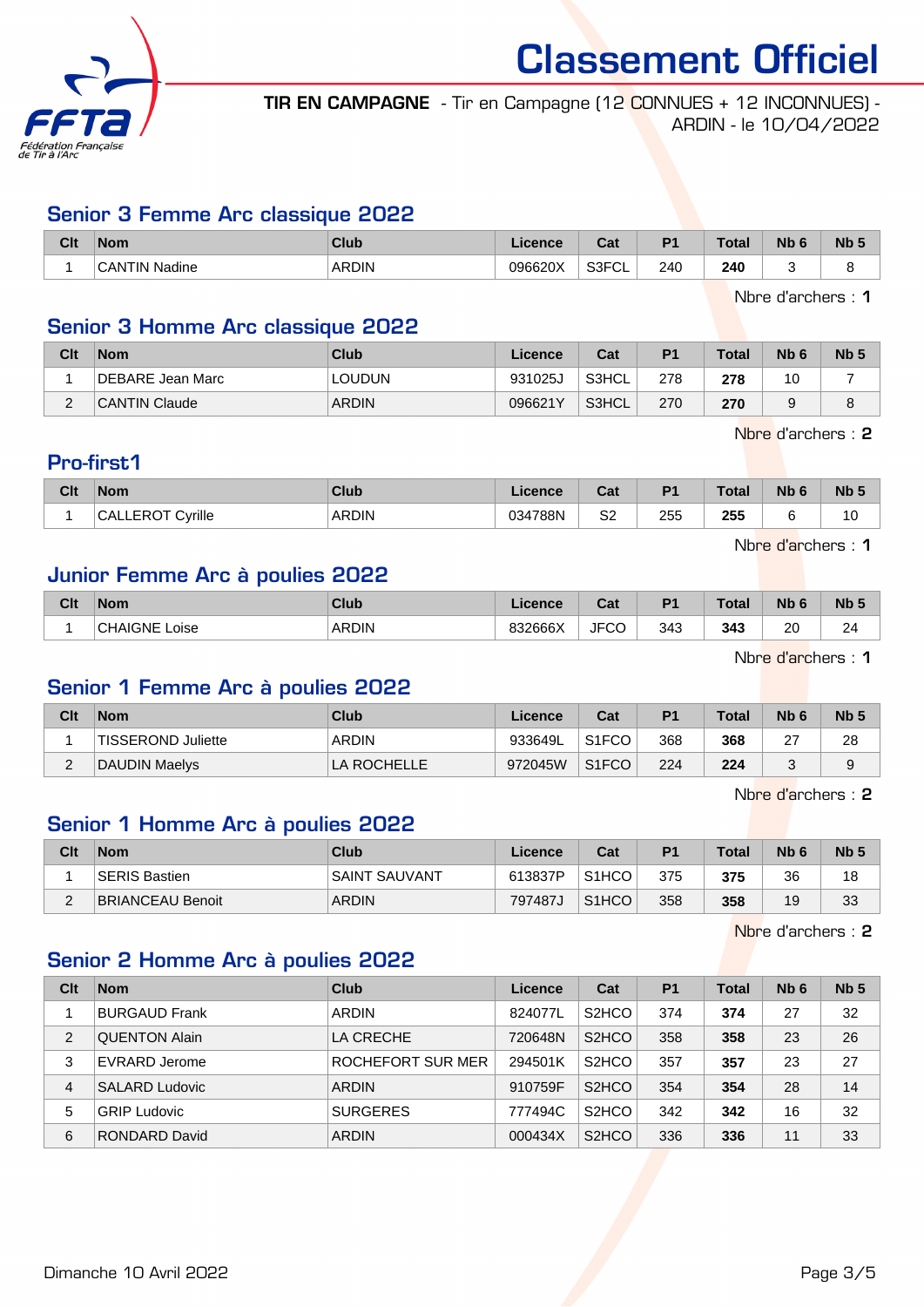# Classement Officiel

**TIR EN CAMPAGNE** - Tir en Campagne (12 CONNUES + 12 INCONNUES) - ARDIN - le 10/04/2022

## Senior 3 Femme Arc classique 2022

| Clt | Nom | Club | Licence | Cat | P1 | Total | Nb 6 | Nb 5 |
|---|---|---|---|---|---|---|---|---|
| 1 | CANTIN Nadine | ARDIN | 096620X | S3FCL | 240 | **240** | 3 | 8 |

Nbre d'archers : **1**

## Senior 3 Homme Arc classique 2022

| Clt | Nom | Club | Licence | Cat | P1 | Total | Nb 6 | Nb 5 |
|---|---|---|---|---|---|---|---|---|
| 1 | DEBARE Jean Marc | LOUDUN | 931025J | S3HCL | 278 | **278** | 10 | 7 |
| 2 | CANTIN Claude | ARDIN | 096621Y | S3HCL | 270 | **270** | 9 | 8 |

Nbre d'archers : **2**

## Pro-first1

| Clt | Nom | Club | Licence | Cat | P1 | Total | Nb 6 | Nb 5 |
|---|---|---|---|---|---|---|---|---|
| 1 | CALLEROT Cyrille | ARDIN | 034788N | S2 | 255 | **255** | 6 | 10 |

Nbre d'archers : **1**

## Junior Femme Arc à poulies 2022

| Clt | Nom | Club | Licence | Cat | P1 | Total | Nb 6 | Nb 5 |
|---|---|---|---|---|---|---|---|---|
| 1 | CHAIGNE Loise | ARDIN | 832666X | JFCO | 343 | **343** | 20 | 24 |

Nbre d'archers : **1**

## Senior 1 Femme Arc à poulies 2022

| Clt | Nom | Club | Licence | Cat | P1 | Total | Nb 6 | Nb 5 |
|---|---|---|---|---|---|---|---|---|
| 1 | TISSEROND Juliette | ARDIN | 933649L | S1FCO | 368 | **368** | 27 | 28 |
| 2 | DAUDIN Maelys | LA ROCHELLE | 972045W | S1FCO | 224 | **224** | 3 | 9 |

Nbre d'archers : **2**

## Senior 1 Homme Arc à poulies 2022

| Clt | Nom | Club | Licence | Cat | P1 | Total | Nb 6 | Nb 5 |
|---|---|---|---|---|---|---|---|---|
| 1 | SERIS Bastien | SAINT SAUVANT | 613837P | S1HCO | 375 | **375** | 36 | 18 |
| 2 | BRIANCEAU Benoit | ARDIN | 797487J | S1HCO | 358 | **358** | 19 | 33 |

Nbre d'archers : **2**

## Senior 2 Homme Arc à poulies 2022

| Clt | Nom | Club | Licence | Cat | P1 | Total | Nb 6 | Nb 5 |
|---|---|---|---|---|---|---|---|---|
| 1 | BURGAUD Frank | ARDIN | 824077L | S2HCO | 374 | **374** | 27 | 32 |
| 2 | QUENTON Alain | LA CRECHE | 720648N | S2HCO | 358 | **358** | 23 | 26 |
| 3 | EVRARD Jerome | ROCHEFORT SUR MER | 294501K | S2HCO | 357 | **357** | 23 | 27 |
| 4 | SALARD Ludovic | ARDIN | 910759F | S2HCO | 354 | **354** | 28 | 14 |
| 5 | GRIP Ludovic | SURGERES | 777494C | S2HCO | 342 | **342** | 16 | 32 |
| 6 | RONDARD David | ARDIN | 000434X | S2HCO | 336 | **336** | 11 | 33 |

Dimanche 10 Avril 2022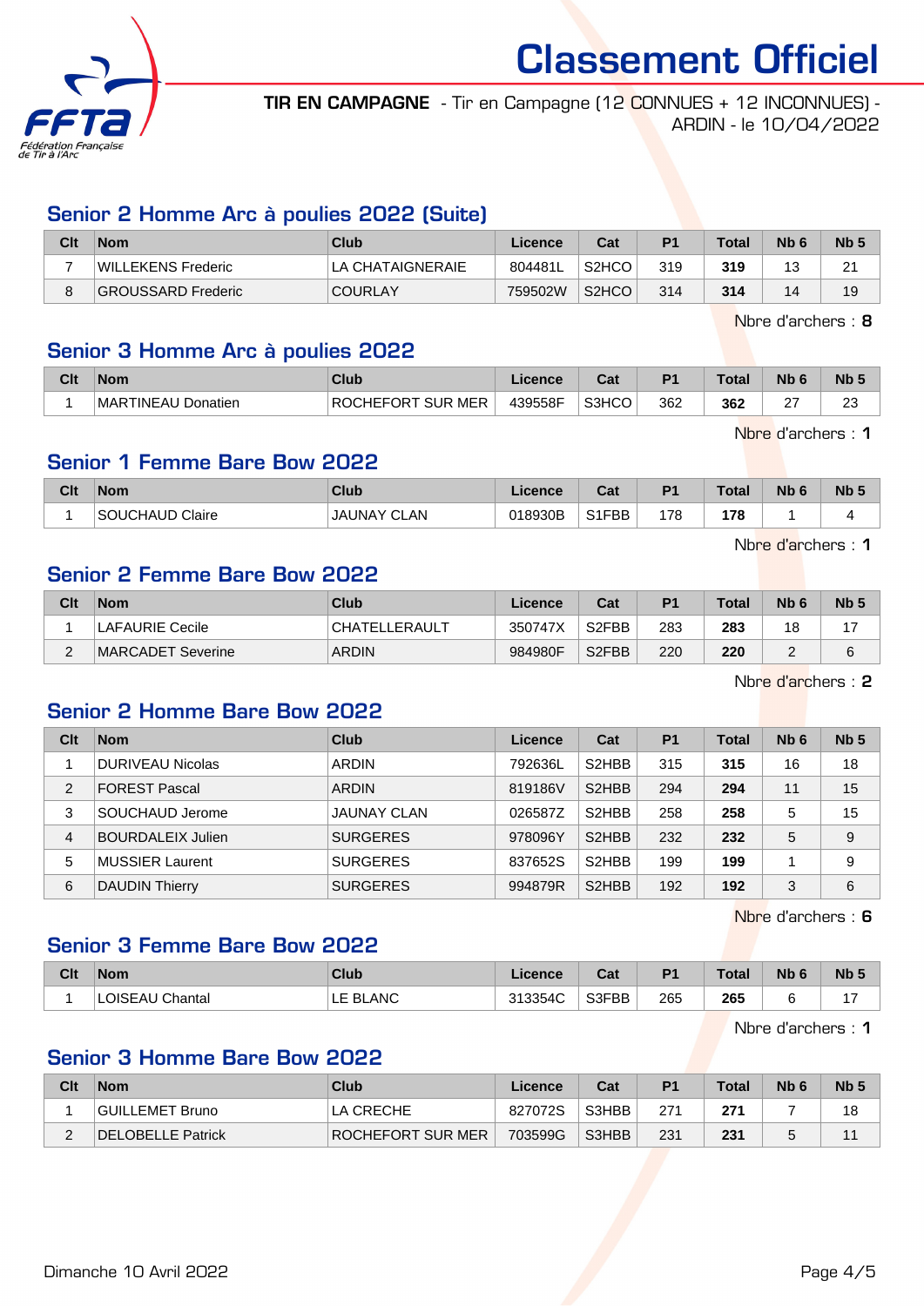# Classement Officiel

**TIR EN CAMPAGNE** - Tir en Campagne (12 CONNUES + 12 INCONNUES) - ARDIN - le 10/04/2022

## Senior 2 Homme Arc à poulies 2022 (Suite)

| Clt | Nom | Club | Licence | Cat | P1 | Total | Nb 6 | Nb 5 |
|---|---|---|---|---|---|---|---|---|
| 7 | WILLEKENS Frederic | LA CHATAIGNERAIE | 804481L | S2HCO | 319 | **319** | 13 | 21 |
| 8 | GROUSSARD Frederic | COURLAY | 759502W | S2HCO | 314 | **314** | 14 | 19 |

Nbre d'archers : **8**

## Senior 3 Homme Arc à poulies 2022

| Clt | Nom | Club | Licence | Cat | P1 | Total | Nb 6 | Nb 5 |
|---|---|---|---|---|---|---|---|---|
| 1 | MARTINEAU Donatien | ROCHEFORT SUR MER | 439558F | S3HCO | 362 | **362** | 27 | 23 |

Nbre d'archers : **1**

## Senior 1 Femme Bare Bow 2022

| Clt | Nom | Club | Licence | Cat | P1 | Total | Nb 6 | Nb 5 |
|---|---|---|---|---|---|---|---|---|
| 1 | SOUCHAUD Claire | JAUNAY CLAN | 018930B | S1FBB | 178 | **178** | 1 | 4 |

Nbre d'archers : **1**

## Senior 2 Femme Bare Bow 2022

| Clt | Nom | Club | Licence | Cat | P1 | Total | Nb 6 | Nb 5 |
|---|---|---|---|---|---|---|---|---|
| 1 | LAFAURIE Cecile | CHATELLERAULT | 350747X | S2FBB | 283 | **283** | 18 | 17 |
| 2 | MARCADET Severine | ARDIN | 984980F | S2FBB | 220 | **220** | 2 | 6 |

Nbre d'archers : **2**

## Senior 2 Homme Bare Bow 2022

| Clt | Nom | Club | Licence | Cat | P1 | Total | Nb 6 | Nb 5 |
|---|---|---|---|---|---|---|---|---|
| 1 | DURIVEAU Nicolas | ARDIN | 792636L | S2HBB | 315 | **315** | 16 | 18 |
| 2 | FOREST Pascal | ARDIN | 819186V | S2HBB | 294 | **294** | 11 | 15 |
| 3 | SOUCHAUD Jerome | JAUNAY CLAN | 026587Z | S2HBB | 258 | **258** | 5 | 15 |
| 4 | BOURDALEIX Julien | SURGERES | 978096Y | S2HBB | 232 | **232** | 5 | 9 |
| 5 | MUSSIER Laurent | SURGERES | 837652S | S2HBB | 199 | **199** | 1 | 9 |
| 6 | DAUDIN Thierry | SURGERES | 994879R | S2HBB | 192 | **192** | 3 | 6 |

Nbre d'archers : **6**

## Senior 3 Femme Bare Bow 2022

| Clt | Nom | Club | Licence | Cat | P1 | Total | Nb 6 | Nb 5 |
|---|---|---|---|---|---|---|---|---|
| 1 | LOISEAU Chantal | LE BLANC | 313354C | S3FBB | 265 | **265** | 6 | 17 |

Nbre d'archers : **1**

## Senior 3 Homme Bare Bow 2022

| Clt | Nom | Club | Licence | Cat | P1 | Total | Nb 6 | Nb 5 |
|---|---|---|---|---|---|---|---|---|
| 1 | GUILLEMET Bruno | LA CRECHE | 827072S | S3HBB | 271 | **271** | 7 | 18 |
| 2 | DELOBELLE Patrick | ROCHEFORT SUR MER | 703599G | S3HBB | 231 | **231** | 5 | 11 |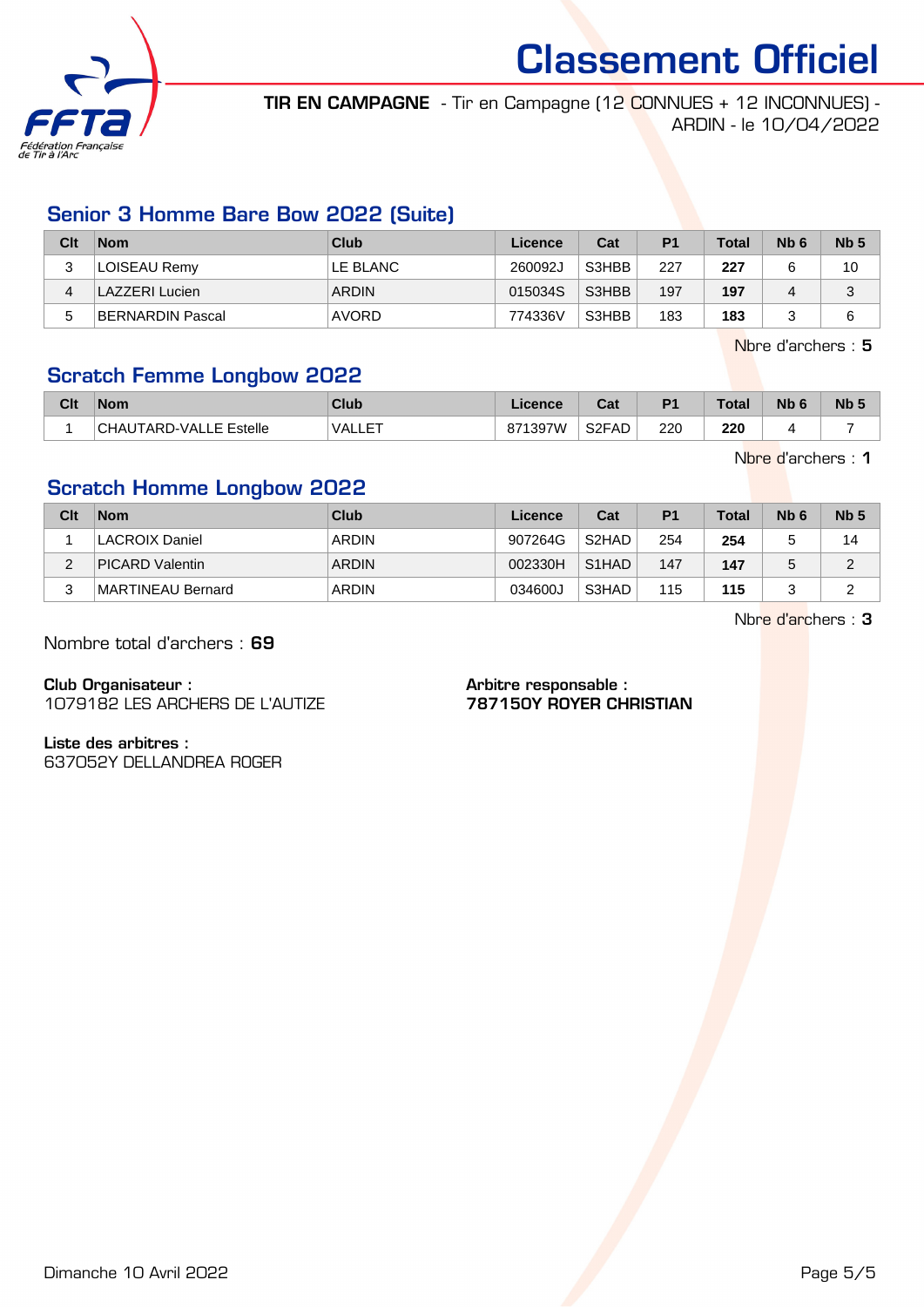# Classement Officiel

**TIR EN CAMPAGNE** - Tir en Campagne (12 CONNUES + 12 INCONNUES) - ARDIN - le 10/04/2022

## Senior 3 Homme Bare Bow 2022 (Suite)

| Clt | Nom | Club | Licence | Cat | P1 | Total | Nb 6 | Nb 5 |
|---|---|---|---|---|---|---|---|---|
| 3 | LOISEAU Remy | LE BLANC | 260092J | S3HBB | 227 | **227** | 6 | 10 |
| 4 | LAZZERI Lucien | ARDIN | 015034S | S3HBB | 197 | **197** | 4 | 3 |
| 5 | BERNARDIN Pascal | AVORD | 774336V | S3HBB | 183 | **183** | 3 | 6 |

Nbre d'archers : **5**

## Scratch Femme Longbow 2022

| Clt | Nom | Club | Licence | Cat | P1 | Total | Nb 6 | Nb 5 |
|---|---|---|---|---|---|---|---|---|
| 1 | CHAUTARD-VALLE Estelle | VALLET | 871397W | S2FAD | 220 | **220** | 4 | 7 |

Nbre d'archers : **1**

## Scratch Homme Longbow 2022

| Clt | Nom | Club | Licence | Cat | P1 | Total | Nb 6 | Nb 5 |
|---|---|---|---|---|---|---|---|---|
| 1 | LACROIX Daniel | ARDIN | 907264G | S2HAD | 254 | **254** | 5 | 14 |
| 2 | PICARD Valentin | ARDIN | 002330H | S1HAD | 147 | **147** | 5 | 2 |
| 3 | MARTINEAU Bernard | ARDIN | 034600J | S3HAD | 115 | **115** | 3 | 2 |

Nbre d'archers : **3**

Nombre total d'archers : **69**

**Club Organisateur :**
1079182 LES ARCHERS DE L'AUTIZE

**Arbitre responsable :**
**787150Y ROYER CHRISTIAN**

**Liste des arbitres :**
637052Y DELLANDREA ROGER